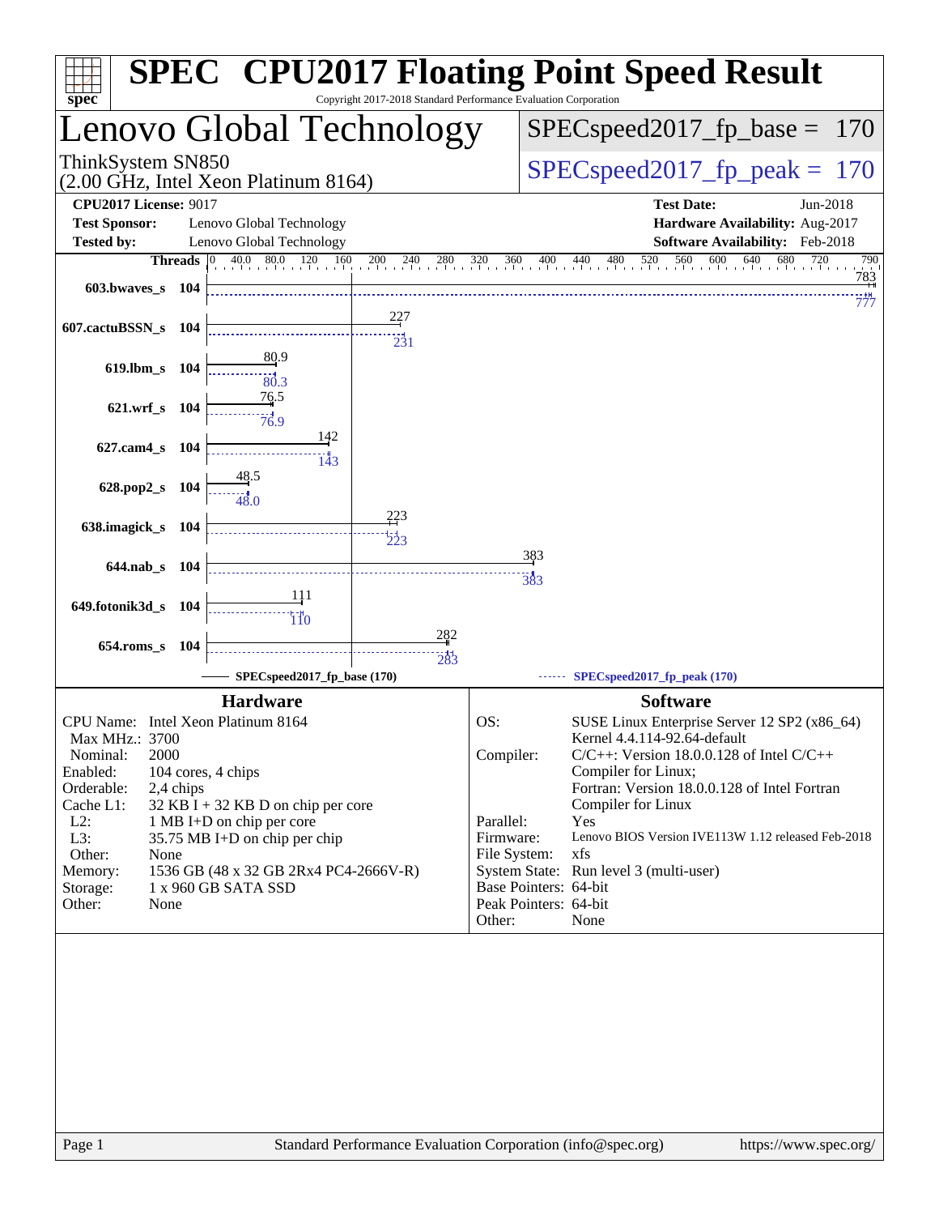# SPEC CPU2017 Floating Point Speed Result

Copyright 2017-2018 Standard Performance Evaluation Corporation

## Lenovo Global Technology

ThinkSystem SN850
(2.00 GHz, Intel Xeon Platinum 8164)

SPECspeed2017_fp_base = 170

SPECspeed2017_fp_peak = 170

**CPU2017 License:** 9017
**Test Sponsor:** Lenovo Global Technology
**Tested by:** Lenovo Global Technology

**Test Date:** Jun-2018
**Hardware Availability:** Aug-2017
**Software Availability:** Feb-2018

| Benchmark | Threads | Base | Peak |
|---|---|---|---|
| 603.bwaves_s | 104 | 783 | 777 |
| 607.cactuBSSN_s | 104 | 227 | 231 |
| 619.lbm_s | 104 | 80.9 | 80.3 |
| 621.wrf_s | 104 | 76.5 | 76.9 |
| 627.cam4_s | 104 | 142 | 143 |
| 628.pop2_s | 104 | 48.5 | 48.0 |
| 638.imagick_s | 104 | 223 | 223 |
| 644.nab_s | 104 | 383 | 383 |
| 649.fotonik3d_s | 104 | 111 | 110 |
| 654.roms_s | 104 | 282 | 283 |

SPECspeed2017_fp_base (170) ------ SPECspeed2017_fp_peak (170)

### Hardware

| | |
|---|---|
| CPU Name: | Intel Xeon Platinum 8164 |
| Max MHz.: | 3700 |
| Nominal: | 2000 |
| Enabled: | 104 cores, 4 chips |
| Orderable: | 2,4 chips |
| Cache L1: | 32 KB I + 32 KB D on chip per core |
| L2: | 1 MB I+D on chip per core |
| L3: | 35.75 MB I+D on chip per chip |
| Other: | None |
| Memory: | 1536 GB (48 x 32 GB 2Rx4 PC4-2666V-R) |
| Storage: | 1 x 960 GB SATA SSD |
| Other: | None |

### Software

| | |
|---|---|
| OS: | SUSE Linux Enterprise Server 12 SP2 (x86_64) Kernel 4.4.114-92.64-default |
| Compiler: | C/C++: Version 18.0.0.128 of Intel C/C++ Compiler for Linux; Fortran: Version 18.0.0.128 of Intel Fortran Compiler for Linux |
| Parallel: | Yes |
| Firmware: | Lenovo BIOS Version IVE113W 1.12 released Feb-2018 |
| File System: | xfs |
| System State: | Run level 3 (multi-user) |
| Base Pointers: | 64-bit |
| Peak Pointers: | 64-bit |
| Other: | None |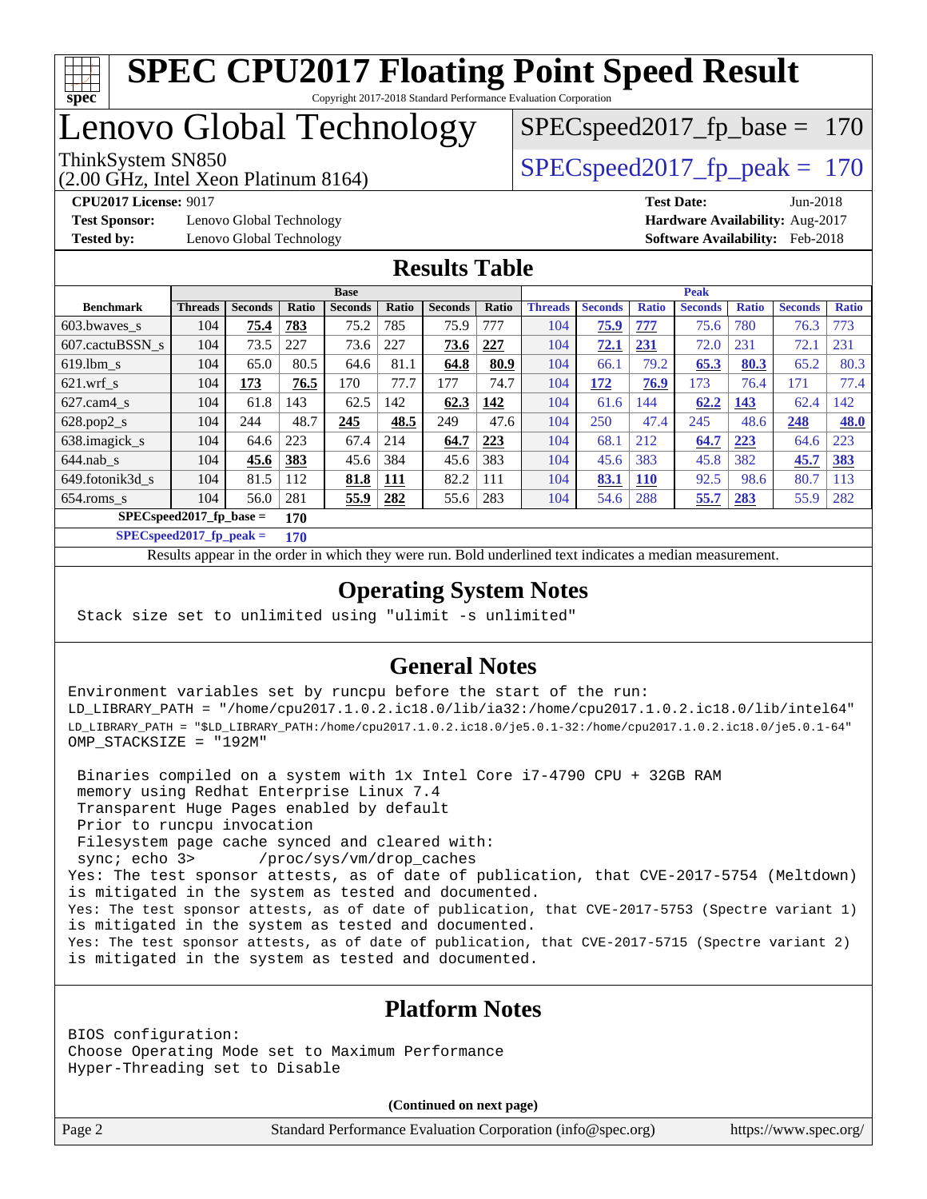# SPEC CPU2017 Floating Point Speed Result

Copyright 2017-2018 Standard Performance Evaluation Corporation

# Lenovo Global Technology

ThinkSystem SN850
(2.00 GHz, Intel Xeon Platinum 8164)

SPECspeed2017_fp_base = 170

SPECspeed2017_fp_peak = 170

**CPU2017 License:** 9017
**Test Sponsor:** Lenovo Global Technology
**Tested by:** Lenovo Global Technology

**Test Date:** Jun-2018
**Hardware Availability:** Aug-2017
**Software Availability:** Feb-2018

## Results Table

| Benchmark | Base | | | | | | | Peak | | | | | | |
|---|---|---|---|---|---|---|---|---|---|---|---|---|---|---|
| | Threads | Seconds | Ratio | Seconds | Ratio | Seconds | Ratio | Threads | Seconds | Ratio | Seconds | Ratio | Seconds | Ratio |
| 603.bwaves_s | 104 | **75.4** | **783** | 75.2 | 785 | 75.9 | 777 | 104 | **75.9** | **777** | 75.6 | 780 | 76.3 | 773 |
| 607.cactuBSSN_s | 104 | 73.5 | 227 | 73.6 | 227 | **73.6** | **227** | 104 | **72.1** | **231** | 72.0 | 231 | 72.1 | 231 |
| 619.lbm_s | 104 | 65.0 | 80.5 | 64.6 | 81.1 | **64.8** | **80.9** | 104 | 66.1 | 79.2 | **65.3** | **80.3** | 65.2 | 80.3 |
| 621.wrf_s | 104 | **173** | **76.5** | 170 | 77.7 | 177 | 74.7 | 104 | **172** | **76.9** | 173 | 76.4 | 171 | 77.4 |
| 627.cam4_s | 104 | 61.8 | 143 | 62.5 | 142 | **62.3** | **142** | 104 | 61.6 | 144 | **62.2** | **143** | 62.4 | 142 |
| 628.pop2_s | 104 | 244 | 48.7 | **245** | **48.5** | 249 | 47.6 | 104 | 250 | 47.4 | 245 | 48.6 | **248** | **48.0** |
| 638.imagick_s | 104 | 64.6 | 223 | 67.4 | 214 | **64.7** | **223** | 104 | 68.1 | 212 | **64.7** | **223** | 64.6 | 223 |
| 644.nab_s | 104 | **45.6** | **383** | 45.6 | 384 | 45.6 | 383 | 104 | 45.6 | 383 | 45.8 | 382 | **45.7** | **383** |
| 649.fotonik3d_s | 104 | 81.5 | 112 | **81.8** | **111** | 82.2 | 111 | 104 | **83.1** | **110** | 92.5 | 98.6 | 80.7 | 113 |
| 654.roms_s | 104 | 56.0 | 281 | **55.9** | **282** | 55.6 | 283 | 104 | 54.6 | 288 | **55.7** | **283** | 55.9 | 282 |

**SPECspeed2017_fp_base = 170**

**SPECspeed2017_fp_peak = 170**

Results appear in the order in which they were run. Bold underlined text indicates a median measurement.

## Operating System Notes

```
Stack size set to unlimited using "ulimit -s unlimited"
```

## General Notes

```
Environment variables set by runcpu before the start of the run:
LD_LIBRARY_PATH = "/home/cpu2017.1.0.2.ic18.0/lib/ia32:/home/cpu2017.1.0.2.ic18.0/lib/intel64"
LD_LIBRARY_PATH = "$LD_LIBRARY_PATH:/home/cpu2017.1.0.2.ic18.0/je5.0.1-32:/home/cpu2017.1.0.2.ic18.0/je5.0.1-64"
OMP_STACKSIZE = "192M"

 Binaries compiled on a system with 1x Intel Core i7-4790 CPU + 32GB RAM
 memory using Redhat Enterprise Linux 7.4
 Transparent Huge Pages enabled by default
 Prior to runcpu invocation
 Filesystem page cache synced and cleared with:
 sync; echo 3>       /proc/sys/vm/drop_caches
Yes: The test sponsor attests, as of date of publication, that CVE-2017-5754 (Meltdown)
is mitigated in the system as tested and documented.
Yes: The test sponsor attests, as of date of publication, that CVE-2017-5753 (Spectre variant 1)
is mitigated in the system as tested and documented.
Yes: The test sponsor attests, as of date of publication, that CVE-2017-5715 (Spectre variant 2)
is mitigated in the system as tested and documented.
```

## Platform Notes

```
BIOS configuration:
Choose Operating Mode set to Maximum Performance
Hyper-Threading set to Disable
```

(Continued on next page)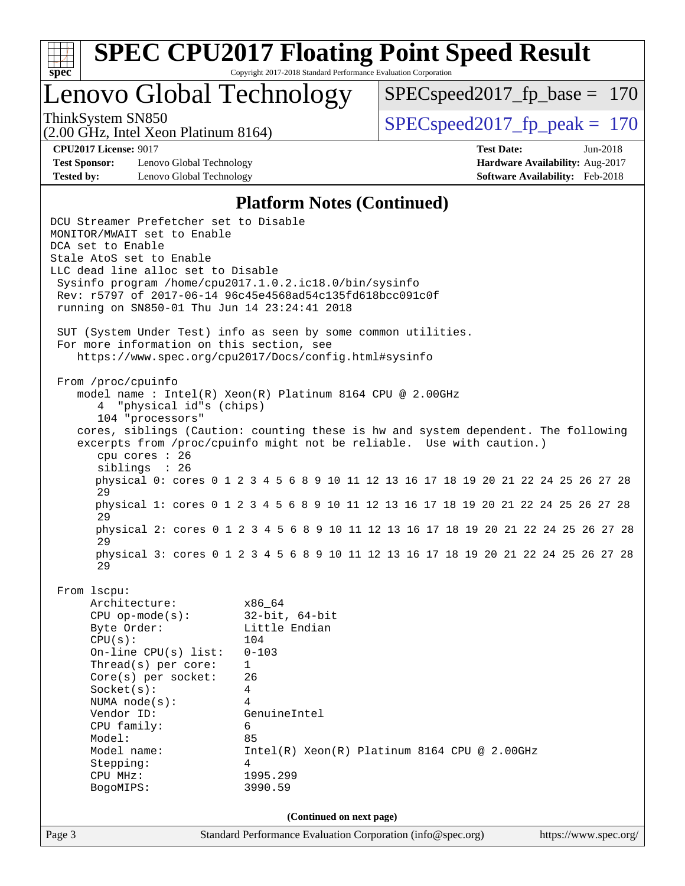# SPEC CPU2017 Floating Point Speed Result

Copyright 2017-2018 Standard Performance Evaluation Corporation

## Lenovo Global Technology

ThinkSystem SN850
(2.00 GHz, Intel Xeon Platinum 8164)

SPECspeed2017_fp_base = 170

SPECspeed2017_fp_peak = 170

**CPU2017 License:** 9017
**Test Sponsor:** Lenovo Global Technology
**Tested by:** Lenovo Global Technology

**Test Date:** Jun-2018
**Hardware Availability:** Aug-2017
**Software Availability:** Feb-2018

### Platform Notes (Continued)

```
DCU Streamer Prefetcher set to Disable
MONITOR/MWAIT set to Enable
DCA set to Enable
Stale AtoS set to Enable
LLC dead line alloc set to Disable
 Sysinfo program /home/cpu2017.1.0.2.ic18.0/bin/sysinfo
 Rev: r5797 of 2017-06-14 96c45e4568ad54c135fd618bcc091c0f
 running on SN850-01 Thu Jun 14 23:24:41 2018

 SUT (System Under Test) info as seen by some common utilities.
 For more information on this section, see
    https://www.spec.org/cpu2017/Docs/config.html#sysinfo

 From /proc/cpuinfo
    model name : Intel(R) Xeon(R) Platinum 8164 CPU @ 2.00GHz
       4  "physical id"s (chips)
       104 "processors"
    cores, siblings (Caution: counting these is hw and system dependent. The following
    excerpts from /proc/cpuinfo might not be reliable.  Use with caution.)
       cpu cores : 26
       siblings  : 26
       physical 0: cores 0 1 2 3 4 5 6 8 9 10 11 12 13 16 17 18 19 20 21 22 24 25 26 27 28
       29
       physical 1: cores 0 1 2 3 4 5 6 8 9 10 11 12 13 16 17 18 19 20 21 22 24 25 26 27 28
       29
       physical 2: cores 0 1 2 3 4 5 6 8 9 10 11 12 13 16 17 18 19 20 21 22 24 25 26 27 28
       29
       physical 3: cores 0 1 2 3 4 5 6 8 9 10 11 12 13 16 17 18 19 20 21 22 24 25 26 27 28
       29

 From lscpu:
      Architecture:          x86_64
      CPU op-mode(s):        32-bit, 64-bit
      Byte Order:            Little Endian
      CPU(s):                104
      On-line CPU(s) list:   0-103
      Thread(s) per core:    1
      Core(s) per socket:    26
      Socket(s):             4
      NUMA node(s):          4
      Vendor ID:             GenuineIntel
      CPU family:            6
      Model:                 85
      Model name:            Intel(R) Xeon(R) Platinum 8164 CPU @ 2.00GHz
      Stepping:              4
      CPU MHz:               1995.299
      BogoMIPS:              3990.59
```

(Continued on next page)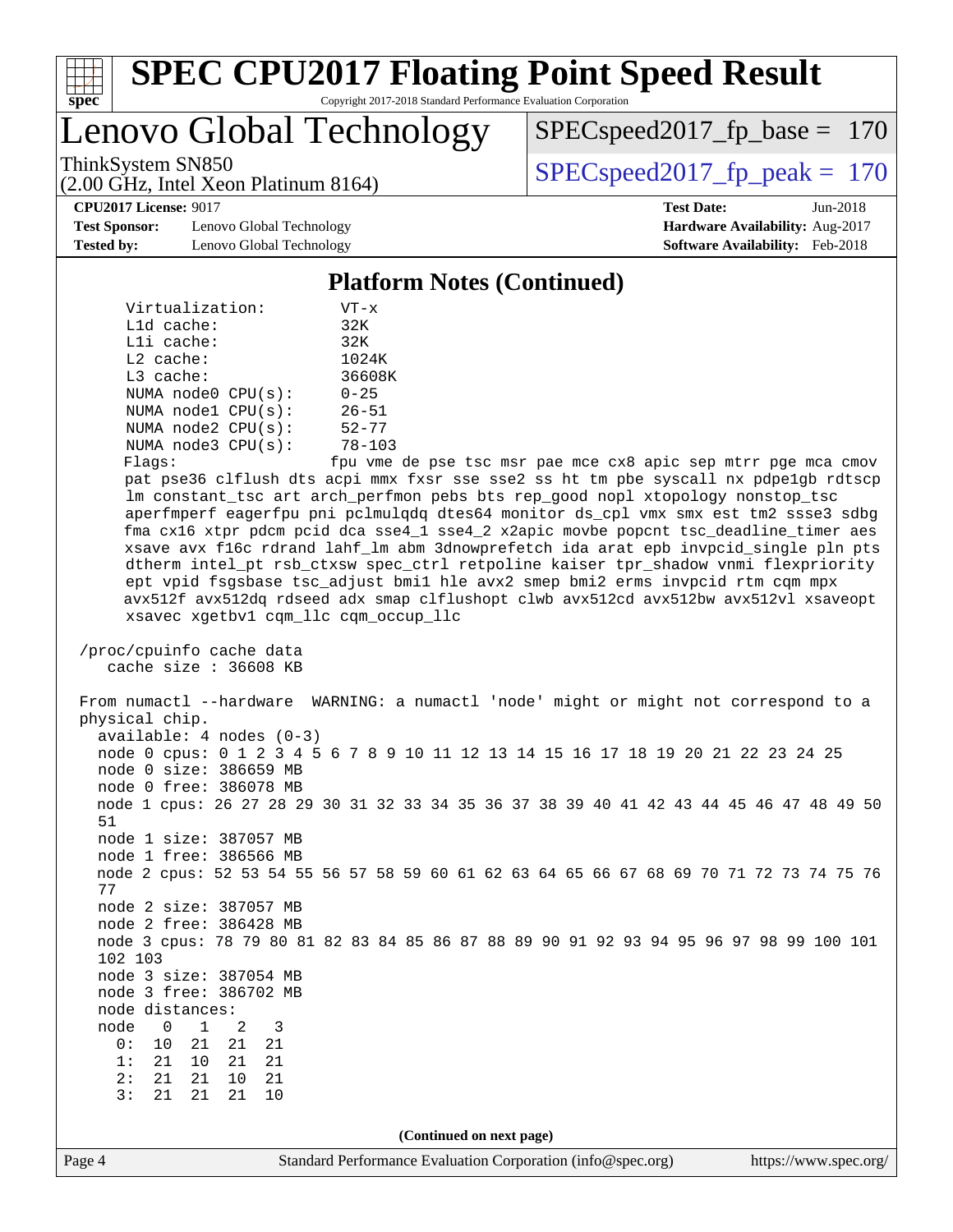## Platform Notes (Continued)

```
    Virtualization:        VT-x
    L1d cache:             32K
    L1i cache:             32K
    L2 cache:              1024K
    L3 cache:              36608K
    NUMA node0 CPU(s):     0-25
    NUMA node1 CPU(s):     26-51
    NUMA node2 CPU(s):     52-77
    NUMA node3 CPU(s):     78-103
    Flags:                 fpu vme de pse tsc msr pae mce cx8 apic sep mtrr pge mca cmov
    pat pse36 clflush dts acpi mmx fxsr sse sse2 ss ht tm pbe syscall nx pdpe1gb rdtscp
    lm constant_tsc art arch_perfmon pebs bts rep_good nopl xtopology nonstop_tsc
    aperfmperf eagerfpu pni pclmulqdq dtes64 monitor ds_cpl vmx smx est tm2 ssse3 sdbg
    fma cx16 xtpr pdcm pcid dca sse4_1 sse4_2 x2apic movbe popcnt tsc_deadline_timer aes
    xsave avx f16c rdrand lahf_lm abm 3dnowprefetch ida arat epb invpcid_single pln pts
    dtherm intel_pt rsb_ctxsw spec_ctrl retpoline kaiser tpr_shadow vnmi flexpriority
    ept vpid fsgsbase tsc_adjust bmi1 hle avx2 smep bmi2 erms invpcid rtm cqm mpx
    avx512f avx512dq rdseed adx smap clflushopt clwb avx512cd avx512bw avx512vl xsaveopt
    xsavec xgetbv1 cqm_llc cqm_occup_llc

 /proc/cpuinfo cache data
    cache size : 36608 KB

 From numactl --hardware  WARNING: a numactl 'node' might or might not correspond to a
 physical chip.
   available: 4 nodes (0-3)
   node 0 cpus: 0 1 2 3 4 5 6 7 8 9 10 11 12 13 14 15 16 17 18 19 20 21 22 23 24 25
   node 0 size: 386659 MB
   node 0 free: 386078 MB
   node 1 cpus: 26 27 28 29 30 31 32 33 34 35 36 37 38 39 40 41 42 43 44 45 46 47 48 49 50
   51
   node 1 size: 387057 MB
   node 1 free: 386566 MB
   node 2 cpus: 52 53 54 55 56 57 58 59 60 61 62 63 64 65 66 67 68 69 70 71 72 73 74 75 76
   77
   node 2 size: 387057 MB
   node 2 free: 386428 MB
   node 3 cpus: 78 79 80 81 82 83 84 85 86 87 88 89 90 91 92 93 94 95 96 97 98 99 100 101
   102 103
   node 3 size: 387054 MB
   node 3 free: 386702 MB
   node distances:
   node   0   1   2   3
     0:  10  21  21  21
     1:  21  10  21  21
     2:  21  21  10  21
     3:  21  21  21  10
```

(Continued on next page)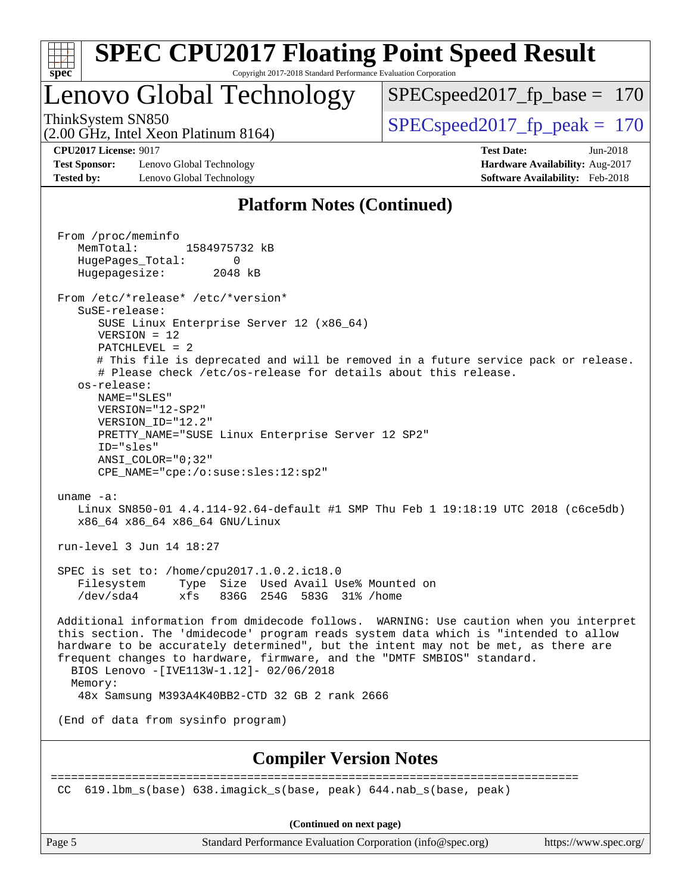## Platform Notes (Continued)

```
From /proc/meminfo
   MemTotal:       1584975732 kB
   HugePages_Total:       0
   Hugepagesize:       2048 kB

From /etc/*release* /etc/*version*
   SuSE-release:
      SUSE Linux Enterprise Server 12 (x86_64)
      VERSION = 12
      PATCHLEVEL = 2
      # This file is deprecated and will be removed in a future service pack or release.
      # Please check /etc/os-release for details about this release.
   os-release:
      NAME="SLES"
      VERSION="12-SP2"
      VERSION_ID="12.2"
      PRETTY_NAME="SUSE Linux Enterprise Server 12 SP2"
      ID="sles"
      ANSI_COLOR="0;32"
      CPE_NAME="cpe:/o:suse:sles:12:sp2"

uname -a:
   Linux SN850-01 4.4.114-92.64-default #1 SMP Thu Feb 1 19:18:19 UTC 2018 (c6ce5db)
   x86_64 x86_64 x86_64 GNU/Linux

run-level 3 Jun 14 18:27

SPEC is set to: /home/cpu2017.1.0.2.ic18.0
   Filesystem     Type  Size  Used Avail Use% Mounted on
   /dev/sda4      xfs   836G  254G  583G  31% /home

Additional information from dmidecode follows.  WARNING: Use caution when you interpret
this section. The 'dmidecode' program reads system data which is "intended to allow
hardware to be accurately determined", but the intent may not be met, as there are
frequent changes to hardware, firmware, and the "DMTF SMBIOS" standard.
  BIOS Lenovo -[IVE113W-1.12]- 02/06/2018
  Memory:
   48x Samsung M393A4K40BB2-CTD 32 GB 2 rank 2666

(End of data from sysinfo program)
```

## Compiler Version Notes

```
==============================================================================
CC  619.lbm_s(base) 638.imagick_s(base, peak) 644.nab_s(base, peak)
```

(Continued on next page)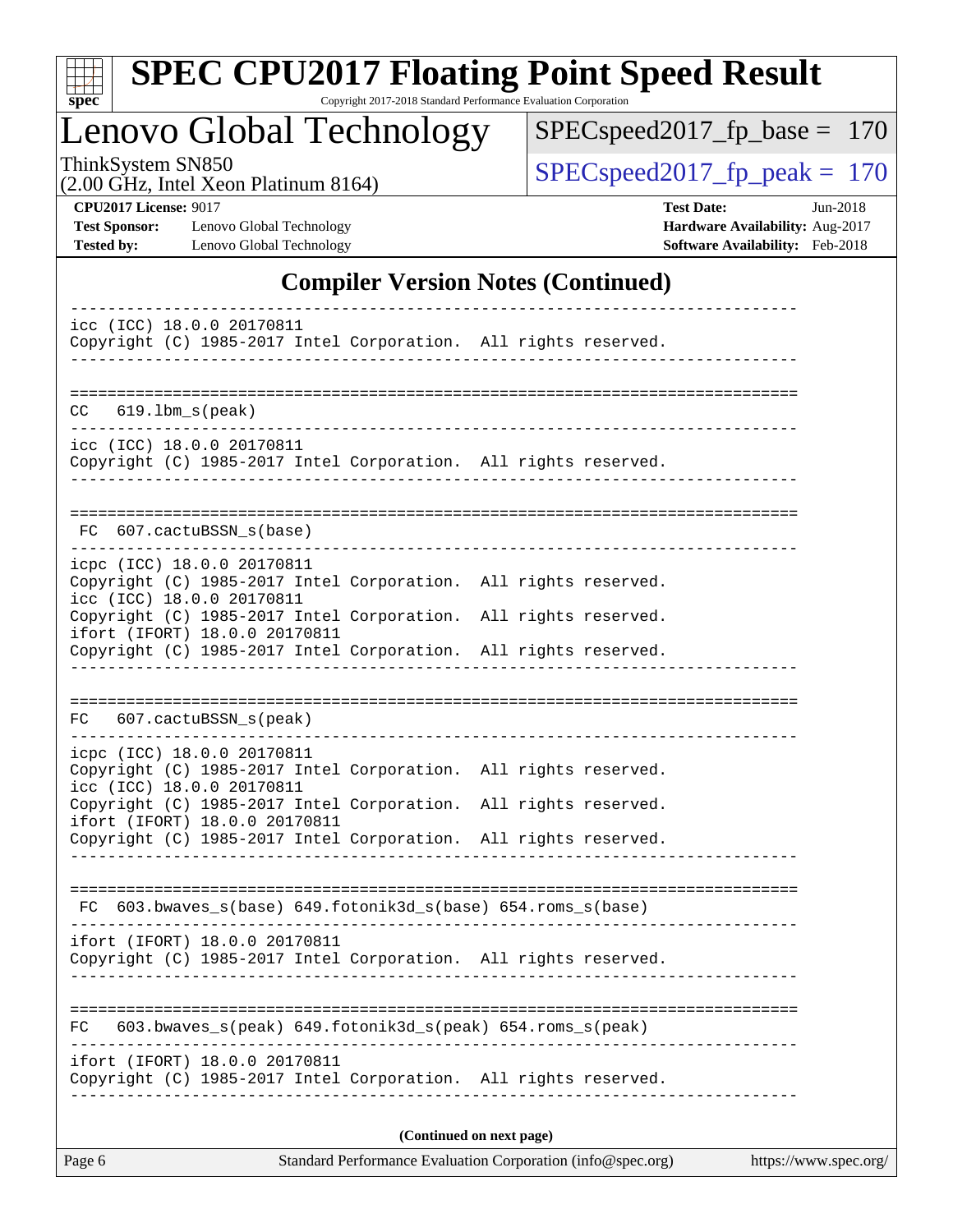## Compiler Version Notes (Continued)

```
------------------------------------------------------------------------------
icc (ICC) 18.0.0 20170811
Copyright (C) 1985-2017 Intel Corporation.  All rights reserved.
------------------------------------------------------------------------------

==============================================================================
CC   619.lbm_s(peak)
------------------------------------------------------------------------------
icc (ICC) 18.0.0 20170811
Copyright (C) 1985-2017 Intel Corporation.  All rights reserved.
------------------------------------------------------------------------------

==============================================================================
 FC  607.cactuBSSN_s(base)
------------------------------------------------------------------------------
icpc (ICC) 18.0.0 20170811
Copyright (C) 1985-2017 Intel Corporation.  All rights reserved.
icc (ICC) 18.0.0 20170811
Copyright (C) 1985-2017 Intel Corporation.  All rights reserved.
ifort (IFORT) 18.0.0 20170811
Copyright (C) 1985-2017 Intel Corporation.  All rights reserved.
------------------------------------------------------------------------------

==============================================================================
FC   607.cactuBSSN_s(peak)
------------------------------------------------------------------------------
icpc (ICC) 18.0.0 20170811
Copyright (C) 1985-2017 Intel Corporation.  All rights reserved.
icc (ICC) 18.0.0 20170811
Copyright (C) 1985-2017 Intel Corporation.  All rights reserved.
ifort (IFORT) 18.0.0 20170811
Copyright (C) 1985-2017 Intel Corporation.  All rights reserved.
------------------------------------------------------------------------------

==============================================================================
 FC  603.bwaves_s(base) 649.fotonik3d_s(base) 654.roms_s(base)
------------------------------------------------------------------------------
ifort (IFORT) 18.0.0 20170811
Copyright (C) 1985-2017 Intel Corporation.  All rights reserved.
------------------------------------------------------------------------------

==============================================================================
FC   603.bwaves_s(peak) 649.fotonik3d_s(peak) 654.roms_s(peak)
------------------------------------------------------------------------------
ifort (IFORT) 18.0.0 20170811
Copyright (C) 1985-2017 Intel Corporation.  All rights reserved.
------------------------------------------------------------------------------
```

**(Continued on next page)**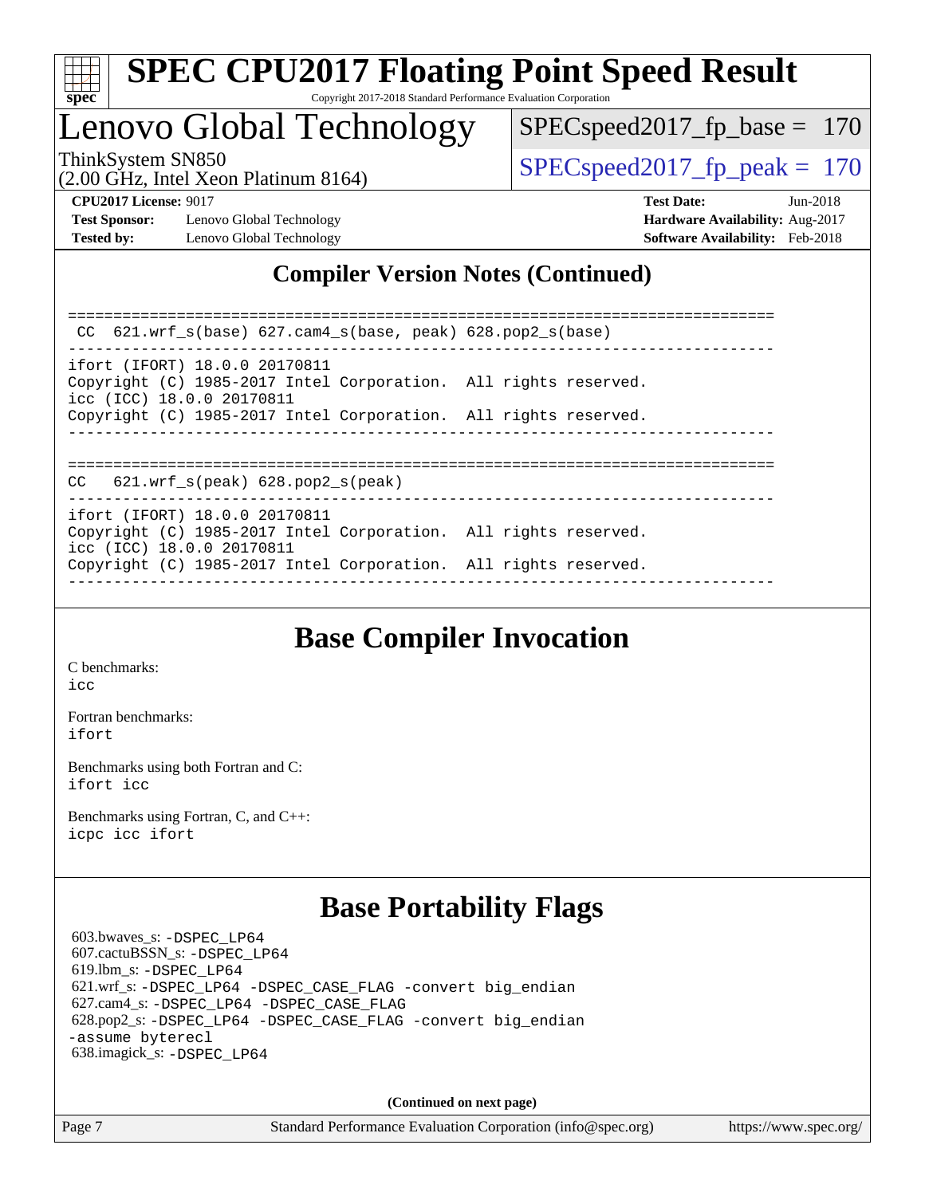## Compiler Version Notes (Continued)

```
==============================================================================
 CC  621.wrf_s(base) 627.cam4_s(base, peak) 628.pop2_s(base)
------------------------------------------------------------------------------
ifort (IFORT) 18.0.0 20170811
Copyright (C) 1985-2017 Intel Corporation.  All rights reserved.
icc (ICC) 18.0.0 20170811
Copyright (C) 1985-2017 Intel Corporation.  All rights reserved.
------------------------------------------------------------------------------

==============================================================================
CC   621.wrf_s(peak) 628.pop2_s(peak)
------------------------------------------------------------------------------
ifort (IFORT) 18.0.0 20170811
Copyright (C) 1985-2017 Intel Corporation.  All rights reserved.
icc (ICC) 18.0.0 20170811
Copyright (C) 1985-2017 Intel Corporation.  All rights reserved.
------------------------------------------------------------------------------
```

## Base Compiler Invocation

C benchmarks:
icc

Fortran benchmarks:
ifort

Benchmarks using both Fortran and C:
ifort icc

Benchmarks using Fortran, C, and C++:
icpc icc ifort

## Base Portability Flags

603.bwaves_s: -DSPEC_LP64
607.cactuBSSN_s: -DSPEC_LP64
619.lbm_s: -DSPEC_LP64
621.wrf_s: -DSPEC_LP64 -DSPEC_CASE_FLAG -convert big_endian
627.cam4_s: -DSPEC_LP64 -DSPEC_CASE_FLAG
628.pop2_s: -DSPEC_LP64 -DSPEC_CASE_FLAG -convert big_endian -assume byterecl
638.imagick_s: -DSPEC_LP64

**(Continued on next page)**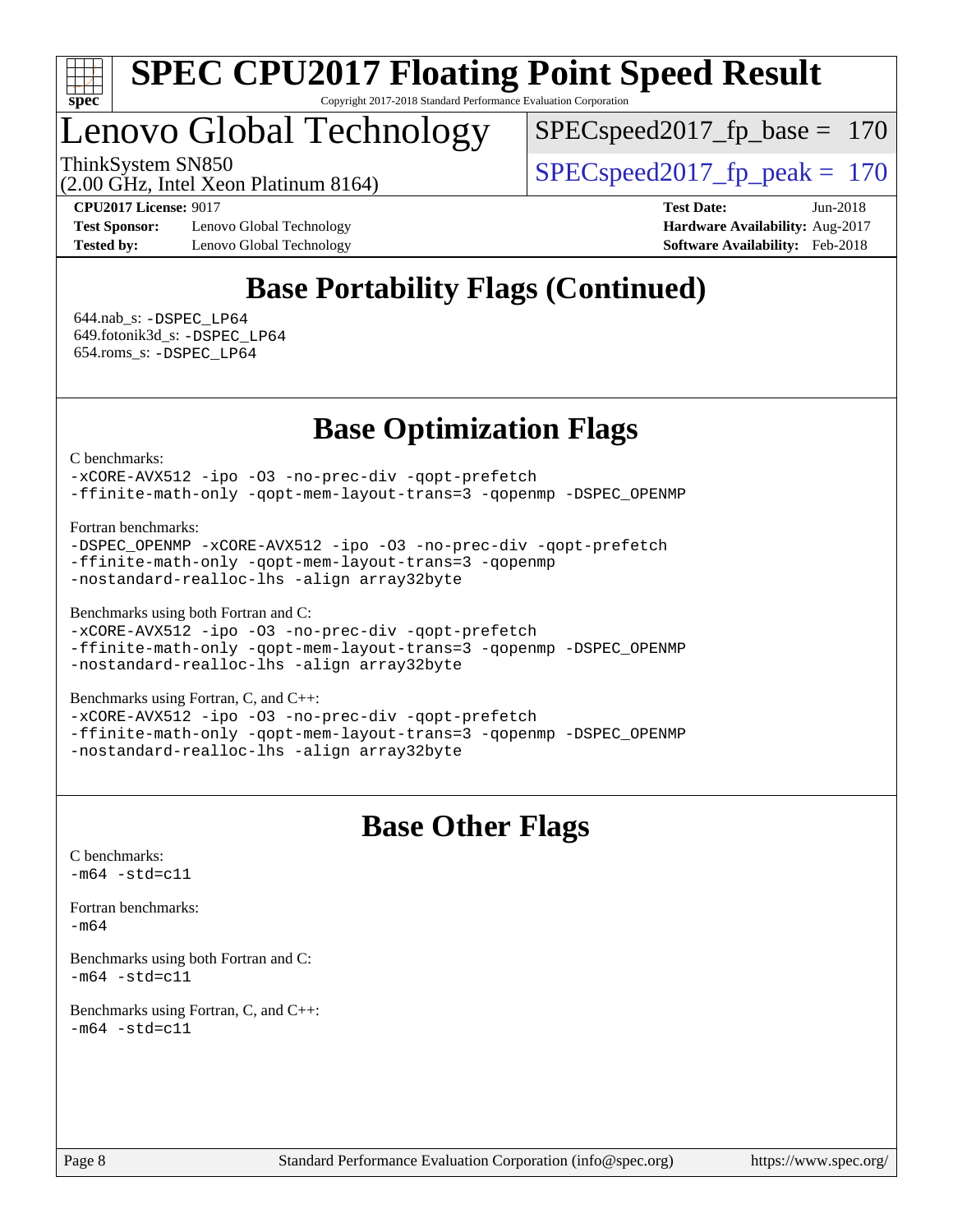# SPEC CPU2017 Floating Point Speed Result

Copyright 2017-2018 Standard Performance Evaluation Corporation

# Lenovo Global Technology

ThinkSystem SN850
(2.00 GHz, Intel Xeon Platinum 8164)

SPECspeed2017_fp_base = 170

SPECspeed2017_fp_peak = 170

**CPU2017 License:** 9017
**Test Sponsor:** Lenovo Global Technology
**Tested by:** Lenovo Global Technology
**Test Date:** Jun-2018
**Hardware Availability:** Aug-2017
**Software Availability:** Feb-2018

## Base Portability Flags (Continued)

644.nab_s: -DSPEC_LP64
649.fotonik3d_s: -DSPEC_LP64
654.roms_s: -DSPEC_LP64

## Base Optimization Flags

C benchmarks:
```
-xCORE-AVX512 -ipo -O3 -no-prec-div -qopt-prefetch
-ffinite-math-only -qopt-mem-layout-trans=3 -qopenmp -DSPEC_OPENMP
```

Fortran benchmarks:
```
-DSPEC_OPENMP -xCORE-AVX512 -ipo -O3 -no-prec-div -qopt-prefetch
-ffinite-math-only -qopt-mem-layout-trans=3 -qopenmp
-nostandard-realloc-lhs -align array32byte
```

Benchmarks using both Fortran and C:
```
-xCORE-AVX512 -ipo -O3 -no-prec-div -qopt-prefetch
-ffinite-math-only -qopt-mem-layout-trans=3 -qopenmp -DSPEC_OPENMP
-nostandard-realloc-lhs -align array32byte
```

Benchmarks using Fortran, C, and C++:
```
-xCORE-AVX512 -ipo -O3 -no-prec-div -qopt-prefetch
-ffinite-math-only -qopt-mem-layout-trans=3 -qopenmp -DSPEC_OPENMP
-nostandard-realloc-lhs -align array32byte
```

## Base Other Flags

C benchmarks:
```
-m64 -std=c11
```

Fortran benchmarks:
```
-m64
```

Benchmarks using both Fortran and C:
```
-m64 -std=c11
```

Benchmarks using Fortran, C, and C++:
```
-m64 -std=c11
```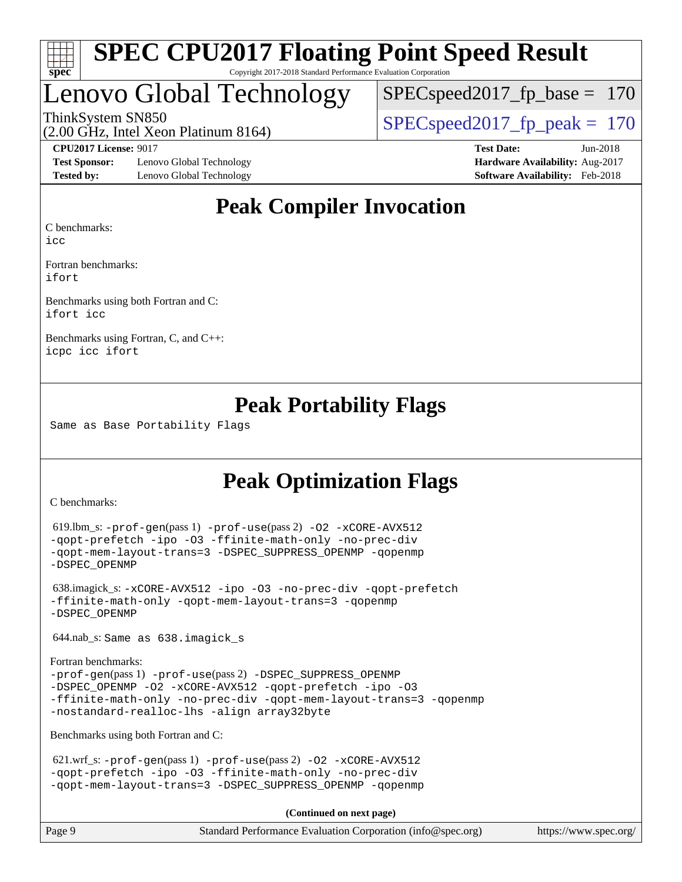# Lenovo Global Technology

ThinkSystem SN850
(2.00 GHz, Intel Xeon Platinum 8164)

SPECspeed2017_fp_base = 170

SPECspeed2017_fp_peak = 170

**CPU2017 License:** 9017
**Test Sponsor:** Lenovo Global Technology
**Tested by:** Lenovo Global Technology

**Test Date:** Jun-2018
**Hardware Availability:** Aug-2017
**Software Availability:** Feb-2018

## Peak Compiler Invocation

C benchmarks:
icc

Fortran benchmarks:
ifort

Benchmarks using both Fortran and C:
ifort icc

Benchmarks using Fortran, C, and C++:
icpc icc ifort

## Peak Portability Flags

Same as Base Portability Flags

## Peak Optimization Flags

C benchmarks:

619.lbm_s: -prof-gen(pass 1) -prof-use(pass 2) -O2 -xCORE-AVX512 -qopt-prefetch -ipo -O3 -ffinite-math-only -no-prec-div -qopt-mem-layout-trans=3 -DSPEC_SUPPRESS_OPENMP -qopenmp -DSPEC_OPENMP

638.imagick_s: -xCORE-AVX512 -ipo -O3 -no-prec-div -qopt-prefetch -ffinite-math-only -qopt-mem-layout-trans=3 -qopenmp -DSPEC_OPENMP

644.nab_s: Same as 638.imagick_s

Fortran benchmarks:
-prof-gen(pass 1) -prof-use(pass 2) -DSPEC_SUPPRESS_OPENMP -DSPEC_OPENMP -O2 -xCORE-AVX512 -qopt-prefetch -ipo -O3 -ffinite-math-only -no-prec-div -qopt-mem-layout-trans=3 -qopenmp -nostandard-realloc-lhs -align array32byte

Benchmarks using both Fortran and C:

621.wrf_s: -prof-gen(pass 1) -prof-use(pass 2) -O2 -xCORE-AVX512 -qopt-prefetch -ipo -O3 -ffinite-math-only -no-prec-div -qopt-mem-layout-trans=3 -DSPEC_SUPPRESS_OPENMP -qopenmp

**(Continued on next page)**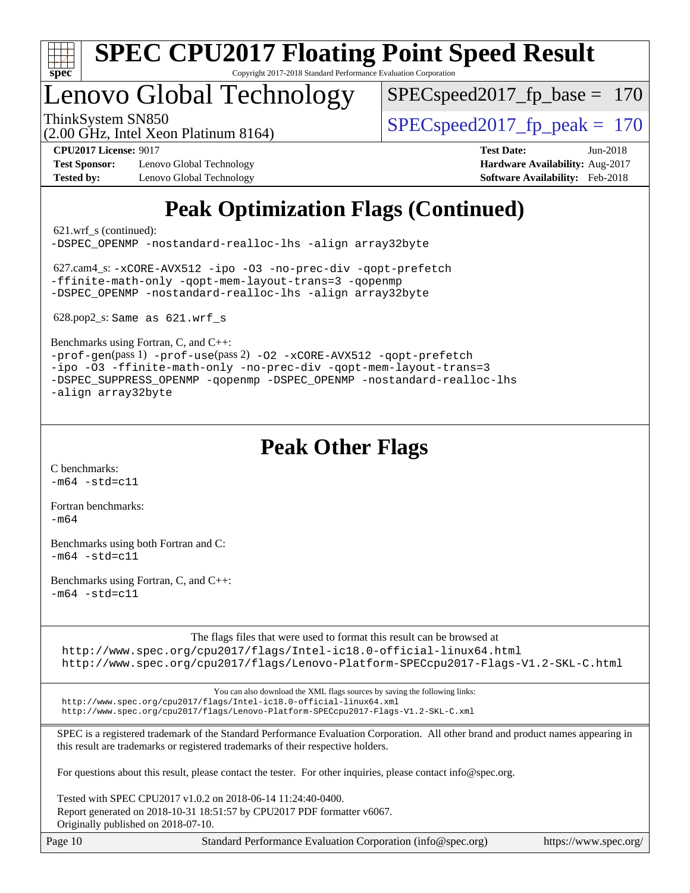# Lenovo Global Technology

ThinkSystem SN850
(2.00 GHz, Intel Xeon Platinum 8164)

SPECspeed2017_fp_base = 170

SPECspeed2017_fp_peak = 170

**CPU2017 License:** 9017
**Test Sponsor:** Lenovo Global Technology
**Tested by:** Lenovo Global Technology

**Test Date:** Jun-2018
**Hardware Availability:** Aug-2017
**Software Availability:** Feb-2018

## Peak Optimization Flags (Continued)

621.wrf_s (continued):
-DSPEC_OPENMP -nostandard-realloc-lhs -align array32byte

627.cam4_s: -xCORE-AVX512 -ipo -O3 -no-prec-div -qopt-prefetch
-ffinite-math-only -qopt-mem-layout-trans=3 -qopenmp
-DSPEC_OPENMP -nostandard-realloc-lhs -align array32byte

628.pop2_s: Same as 621.wrf_s

Benchmarks using Fortran, C, and C++:
-prof-gen(pass 1) -prof-use(pass 2) -O2 -xCORE-AVX512 -qopt-prefetch
-ipo -O3 -ffinite-math-only -no-prec-div -qopt-mem-layout-trans=3
-DSPEC_SUPPRESS_OPENMP -qopenmp -DSPEC_OPENMP -nostandard-realloc-lhs
-align array32byte

## Peak Other Flags

C benchmarks:
-m64 -std=c11

Fortran benchmarks:
-m64

Benchmarks using both Fortran and C:
-m64 -std=c11

Benchmarks using Fortran, C, and C++:
-m64 -std=c11

The flags files that were used to format this result can be browsed at
http://www.spec.org/cpu2017/flags/Intel-ic18.0-official-linux64.html
http://www.spec.org/cpu2017/flags/Lenovo-Platform-SPECcpu2017-Flags-V1.2-SKL-C.html

You can also download the XML flags sources by saving the following links:
http://www.spec.org/cpu2017/flags/Intel-ic18.0-official-linux64.xml
http://www.spec.org/cpu2017/flags/Lenovo-Platform-SPECcpu2017-Flags-V1.2-SKL-C.xml

SPEC is a registered trademark of the Standard Performance Evaluation Corporation. All other brand and product names appearing in this result are trademarks or registered trademarks of their respective holders.

For questions about this result, please contact the tester. For other inquiries, please contact info@spec.org.

Tested with SPEC CPU2017 v1.0.2 on 2018-06-14 11:24:40-0400.
Report generated on 2018-10-31 18:51:57 by CPU2017 PDF formatter v6067.
Originally published on 2018-07-10.